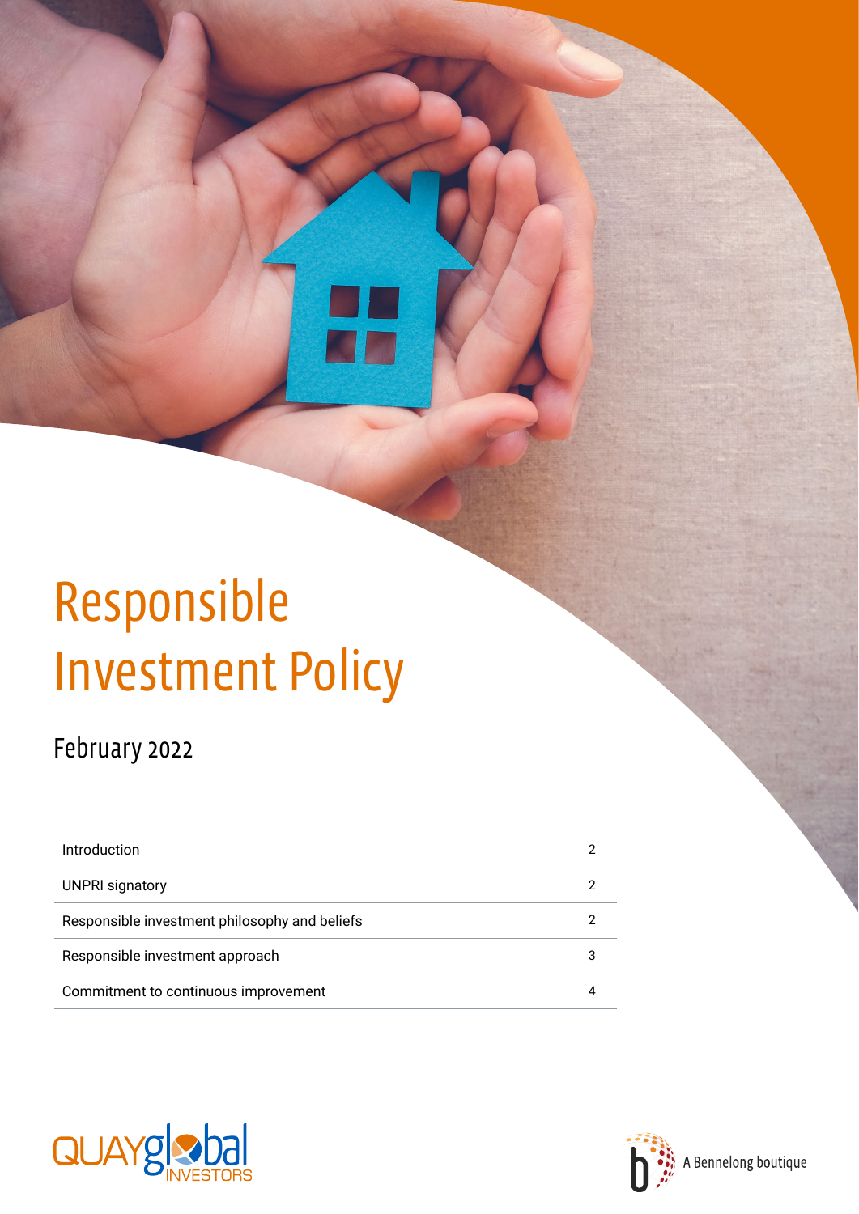# Responsible Investment Policy

## February 2022

| Section | Page |
| --- | --- |
| Introduction | 2 |
| UNPRI signatory | 2 |
| Responsible investment philosophy and beliefs | 2 |
| Responsible investment approach | 3 |
| Commitment to continuous improvement | 4 |

QUAYglobal INVESTORS

A Bennelong boutique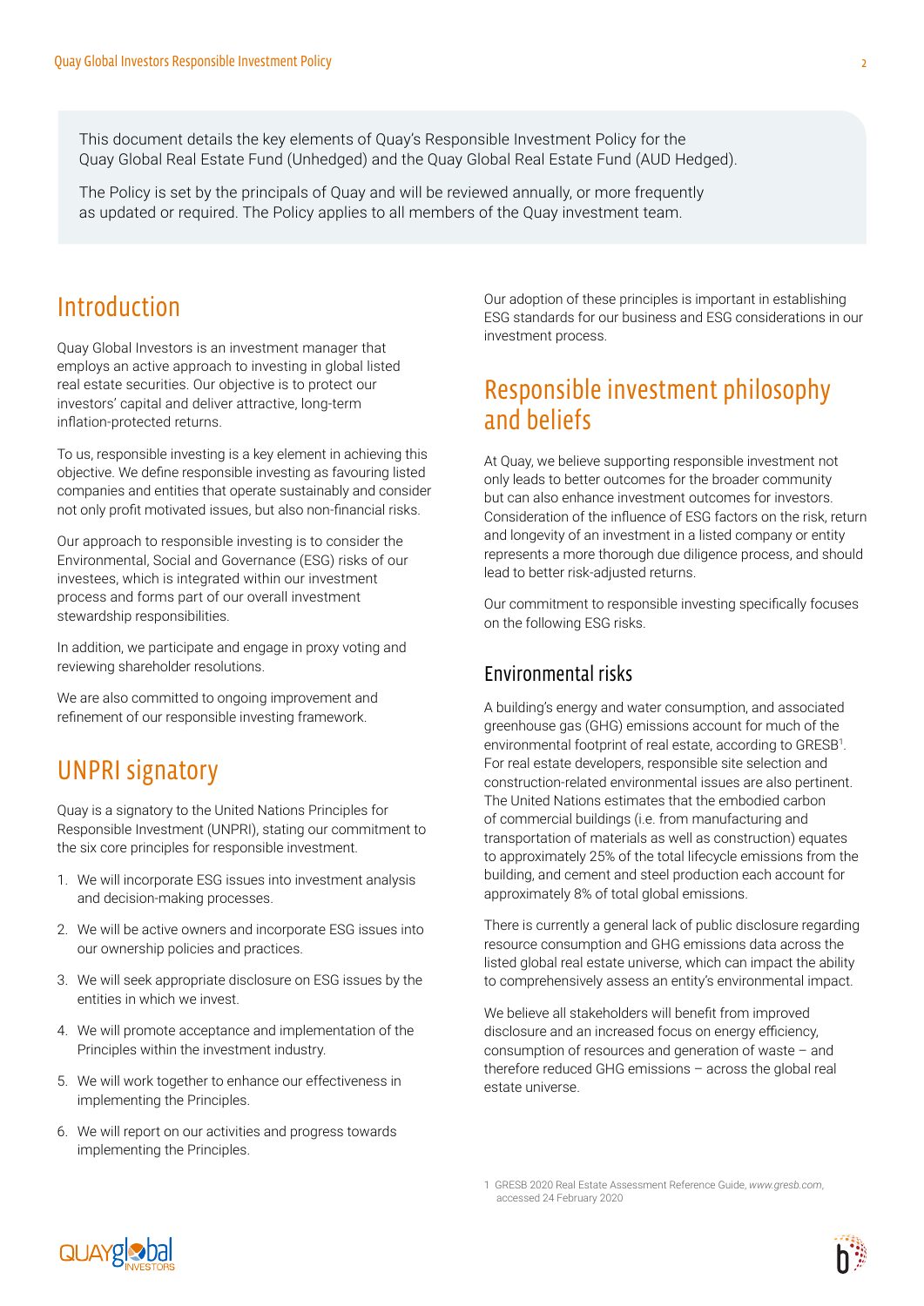This document details the key elements of Quay's Responsible Investment Policy for the Quay Global Real Estate Fund (Unhedged) and the Quay Global Real Estate Fund (AUD Hedged).

The Policy is set by the principals of Quay and will be reviewed annually, or more frequently as updated or required. The Policy applies to all members of the Quay investment team.

## Introduction

Quay Global Investors is an investment manager that employs an active approach to investing in global listed real estate securities. Our objective is to protect our investors' capital and deliver attractive, long-term inflation-protected returns.

To us, responsible investing is a key element in achieving this objective. We define responsible investing as favouring listed companies and entities that operate sustainably and consider not only profit motivated issues, but also non-financial risks.

Our approach to responsible investing is to consider the Environmental, Social and Governance (ESG) risks of our investees, which is integrated within our investment process and forms part of our overall investment stewardship responsibilities.

In addition, we participate and engage in proxy voting and reviewing shareholder resolutions.

We are also committed to ongoing improvement and refinement of our responsible investing framework.

## UNPRI signatory

Quay is a signatory to the United Nations Principles for Responsible Investment (UNPRI), stating our commitment to the six core principles for responsible investment.

1. We will incorporate ESG issues into investment analysis and decision-making processes.
2. We will be active owners and incorporate ESG issues into our ownership policies and practices.
3. We will seek appropriate disclosure on ESG issues by the entities in which we invest.
4. We will promote acceptance and implementation of the Principles within the investment industry.
5. We will work together to enhance our effectiveness in implementing the Principles.
6. We will report on our activities and progress towards implementing the Principles.

Our adoption of these principles is important in establishing ESG standards for our business and ESG considerations in our investment process.

## Responsible investment philosophy and beliefs

At Quay, we believe supporting responsible investment not only leads to better outcomes for the broader community but can also enhance investment outcomes for investors. Consideration of the influence of ESG factors on the risk, return and longevity of an investment in a listed company or entity represents a more thorough due diligence process, and should lead to better risk-adjusted returns.

Our commitment to responsible investing specifically focuses on the following ESG risks.

### Environmental risks

A building's energy and water consumption, and associated greenhouse gas (GHG) emissions account for much of the environmental footprint of real estate, according to GRESB[1]. For real estate developers, responsible site selection and construction-related environmental issues are also pertinent. The United Nations estimates that the embodied carbon of commercial buildings (i.e. from manufacturing and transportation of materials as well as construction) equates to approximately 25% of the total lifecycle emissions from the building, and cement and steel production each account for approximately 8% of total global emissions.

There is currently a general lack of public disclosure regarding resource consumption and GHG emissions data across the listed global real estate universe, which can impact the ability to comprehensively assess an entity's environmental impact.

We believe all stakeholders will benefit from improved disclosure and an increased focus on energy efficiency, consumption of resources and generation of waste – and therefore reduced GHG emissions – across the global real estate universe.

1 GRESB 2020 Real Estate Assessment Reference Guide, *www.gresb.com*, accessed 24 February 2020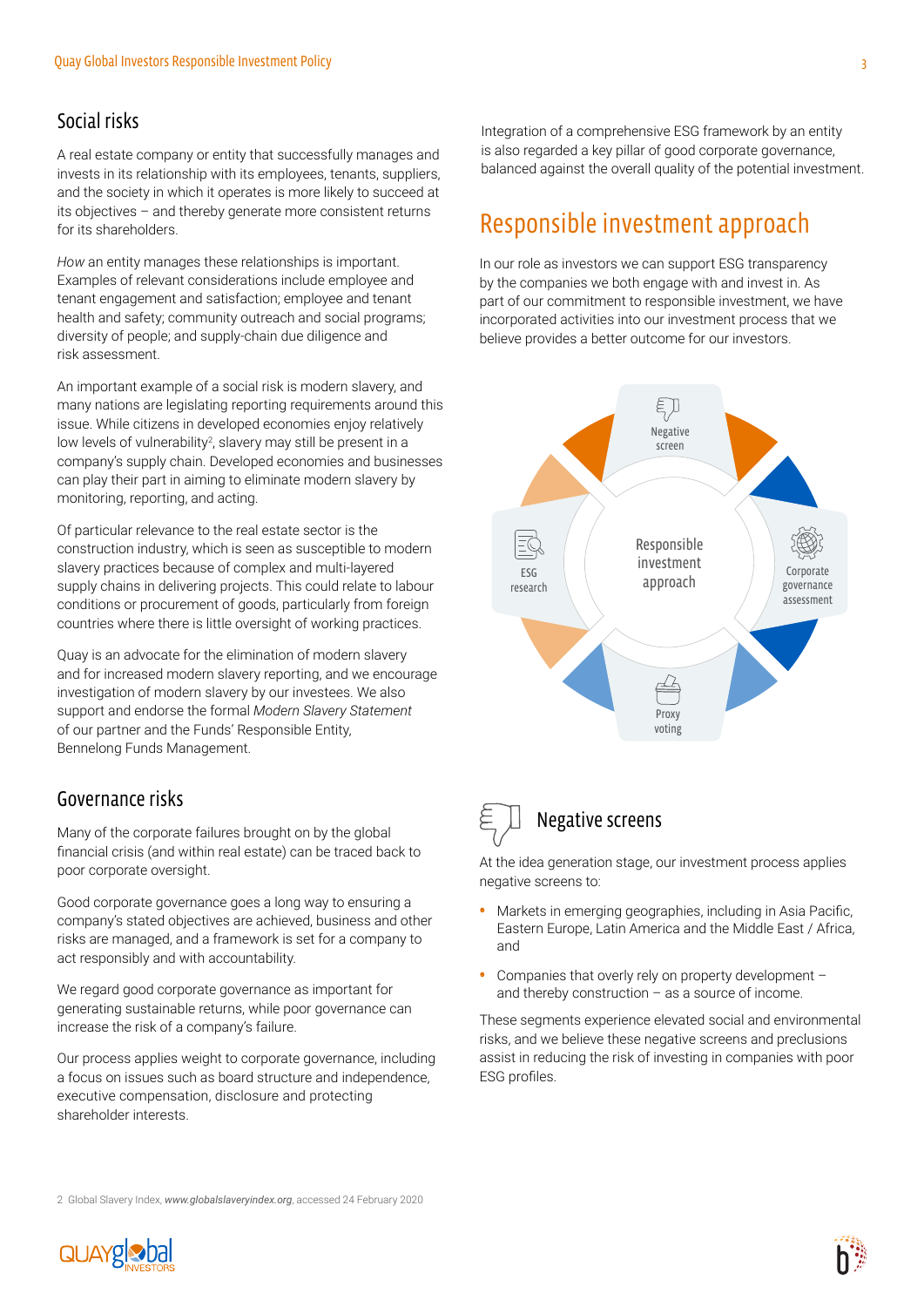## Social risks

A real estate company or entity that successfully manages and invests in its relationship with its employees, tenants, suppliers, and the society in which it operates is more likely to succeed at its objectives – and thereby generate more consistent returns for its shareholders.

*How* an entity manages these relationships is important. Examples of relevant considerations include employee and tenant engagement and satisfaction; employee and tenant health and safety; community outreach and social programs; diversity of people; and supply-chain due diligence and risk assessment.

An important example of a social risk is modern slavery, and many nations are legislating reporting requirements around this issue. While citizens in developed economies enjoy relatively low levels of vulnerability[2], slavery may still be present in a company's supply chain. Developed economies and businesses can play their part in aiming to eliminate modern slavery by monitoring, reporting, and acting.

Of particular relevance to the real estate sector is the construction industry, which is seen as susceptible to modern slavery practices because of complex and multi-layered supply chains in delivering projects. This could relate to labour conditions or procurement of goods, particularly from foreign countries where there is little oversight of working practices.

Quay is an advocate for the elimination of modern slavery and for increased modern slavery reporting, and we encourage investigation of modern slavery by our investees. We also support and endorse the formal *Modern Slavery Statement* of our partner and the Funds' Responsible Entity, Bennelong Funds Management.

## Governance risks

Many of the corporate failures brought on by the global financial crisis (and within real estate) can be traced back to poor corporate oversight.

Good corporate governance goes a long way to ensuring a company's stated objectives are achieved, business and other risks are managed, and a framework is set for a company to act responsibly and with accountability.

We regard good corporate governance as important for generating sustainable returns, while poor governance can increase the risk of a company's failure.

Our process applies weight to corporate governance, including a focus on issues such as board structure and independence, executive compensation, disclosure and protecting shareholder interests.

Integration of a comprehensive ESG framework by an entity is also regarded a key pillar of good corporate governance, balanced against the overall quality of the potential investment.

# Responsible investment approach

In our role as investors we can support ESG transparency by the companies we both engage with and invest in. As part of our commitment to responsible investment, we have incorporated activities into our investment process that we believe provides a better outcome for our investors.

Responsible investment approach: Negative screen; Corporate governance assessment; Proxy voting; ESG research

## Negative screens

At the idea generation stage, our investment process applies negative screens to:

- Markets in emerging geographies, including in Asia Pacific, Eastern Europe, Latin America and the Middle East / Africa, and
- Companies that overly rely on property development – and thereby construction – as a source of income.

These segments experience elevated social and environmental risks, and we believe these negative screens and preclusions assist in reducing the risk of investing in companies with poor ESG profiles.

2 Global Slavery Index, *www.globalslaveryindex.org*, accessed 24 February 2020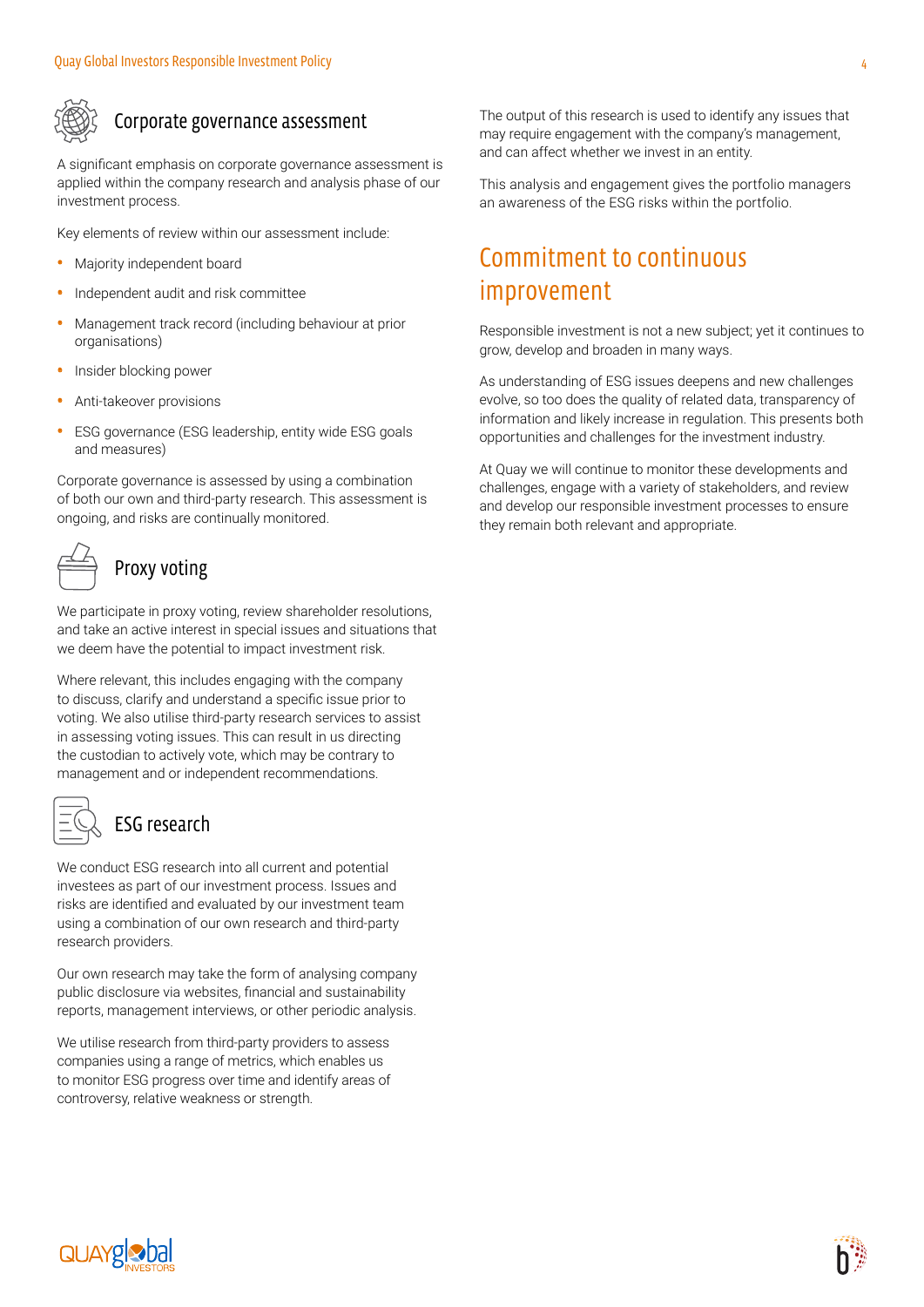## Corporate governance assessment

A significant emphasis on corporate governance assessment is applied within the company research and analysis phase of our investment process.

Key elements of review within our assessment include:

- Majority independent board
- Independent audit and risk committee
- Management track record (including behaviour at prior organisations)
- Insider blocking power
- Anti-takeover provisions
- ESG governance (ESG leadership, entity wide ESG goals and measures)

Corporate governance is assessed by using a combination of both our own and third-party research. This assessment is ongoing, and risks are continually monitored.

## Proxy voting

We participate in proxy voting, review shareholder resolutions, and take an active interest in special issues and situations that we deem have the potential to impact investment risk.

Where relevant, this includes engaging with the company to discuss, clarify and understand a specific issue prior to voting. We also utilise third-party research services to assist in assessing voting issues. This can result in us directing the custodian to actively vote, which may be contrary to management and or independent recommendations.

## ESG research

We conduct ESG research into all current and potential investees as part of our investment process. Issues and risks are identified and evaluated by our investment team using a combination of our own research and third-party research providers.

Our own research may take the form of analysing company public disclosure via websites, financial and sustainability reports, management interviews, or other periodic analysis.

We utilise research from third-party providers to assess companies using a range of metrics, which enables us to monitor ESG progress over time and identify areas of controversy, relative weakness or strength.

The output of this research is used to identify any issues that may require engagement with the company's management, and can affect whether we invest in an entity.

This analysis and engagement gives the portfolio managers an awareness of the ESG risks within the portfolio.

# Commitment to continuous improvement

Responsible investment is not a new subject; yet it continues to grow, develop and broaden in many ways.

As understanding of ESG issues deepens and new challenges evolve, so too does the quality of related data, transparency of information and likely increase in regulation. This presents both opportunities and challenges for the investment industry.

At Quay we will continue to monitor these developments and challenges, engage with a variety of stakeholders, and review and develop our responsible investment processes to ensure they remain both relevant and appropriate.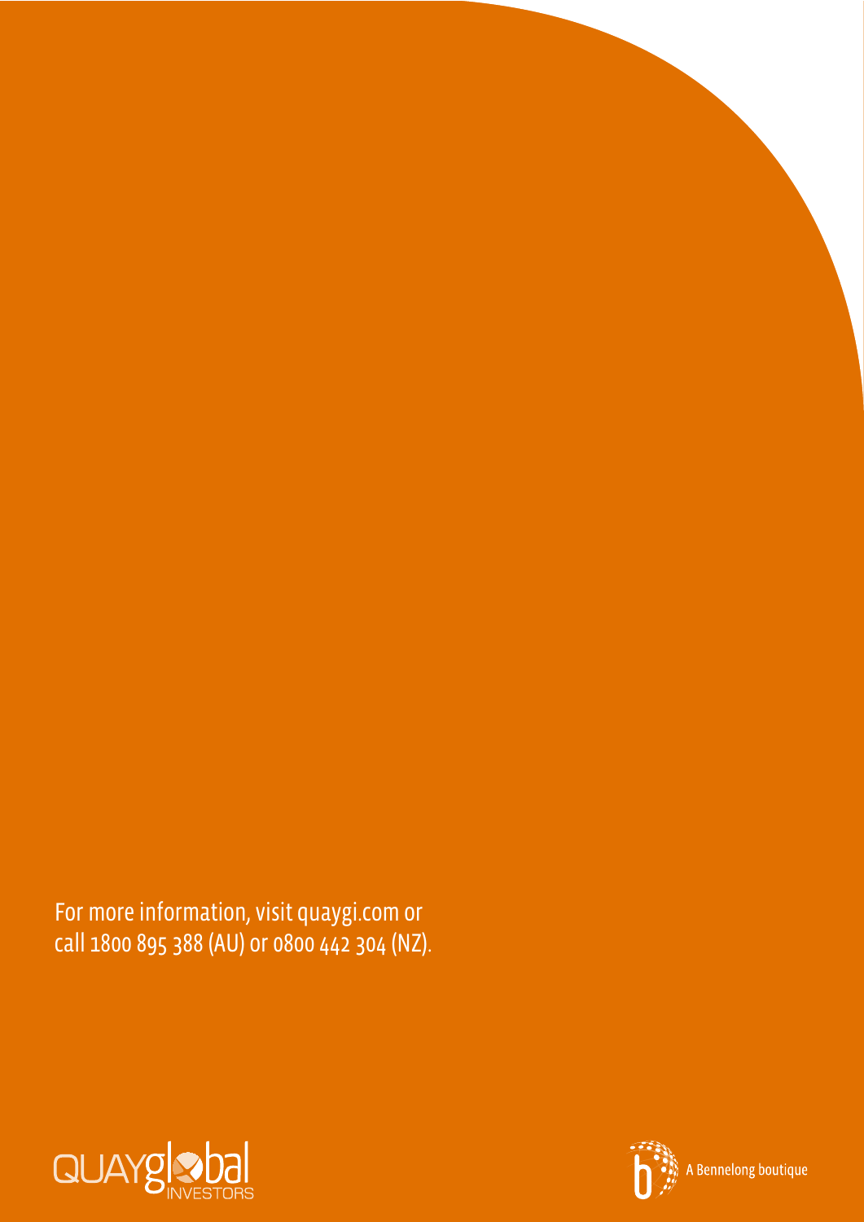For more information, visit quaygi.com or call 1800 895 388 (AU) or 0800 442 304 (NZ).

QUAYglobal INVESTORS

A Bennelong boutique